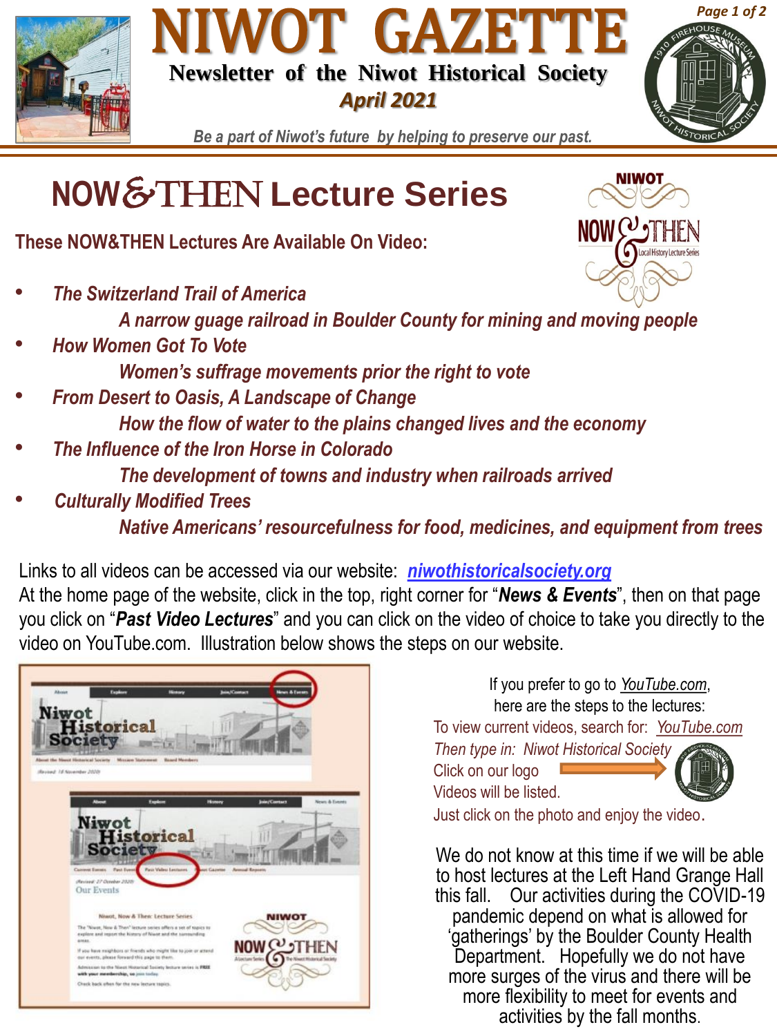# NIWOT GAZETTE

**Newsletter of the Niwot Historical Society**

***April 2021***

*Be a part of Niwot's future by helping to preserve our past.*

## NOW&THEN Lecture Series

**These NOW&THEN Lectures Are Available On Video:**

- ***The Switzerland Trail of America***
  ***A narrow guage railroad in Boulder County for mining and moving people***
- ***How Women Got To Vote***
  ***Women's suffrage movements prior the right to vote***
- ***From Desert to Oasis, A Landscape of Change***
  ***How the flow of water to the plains changed lives and the economy***
- ***The Influence of the Iron Horse in Colorado***
  ***The development of towns and industry when railroads arrived***
- ***Culturally Modified Trees***
  ***Native Americans' resourcefulness for food, medicines, and equipment from trees***

Links to all videos can be accessed via our website: ***niwothistoricalsociety.org***
At the home page of the website, click in the top, right corner for "***News & Events***", then on that page you click on "***Past Video Lectures***" and you can click on the video of choice to take you directly to the video on YouTube.com. Illustration below shows the steps on our website.

If you prefer to go to *YouTube.com*,
here are the steps to the lectures:
To view current videos, search for: *YouTube.com*
*Then type in: Niwot Historical Society*
Click on our logo
Videos will be listed.
Just click on the photo and enjoy the video.

We do not know at this time if we will be able to host lectures at the Left Hand Grange Hall this fall. Our activities during the COVID-19 pandemic depend on what is allowed for 'gatherings' by the Boulder County Health Department. Hopefully we do not have more surges of the virus and there will be more flexibility to meet for events and activities by the fall months.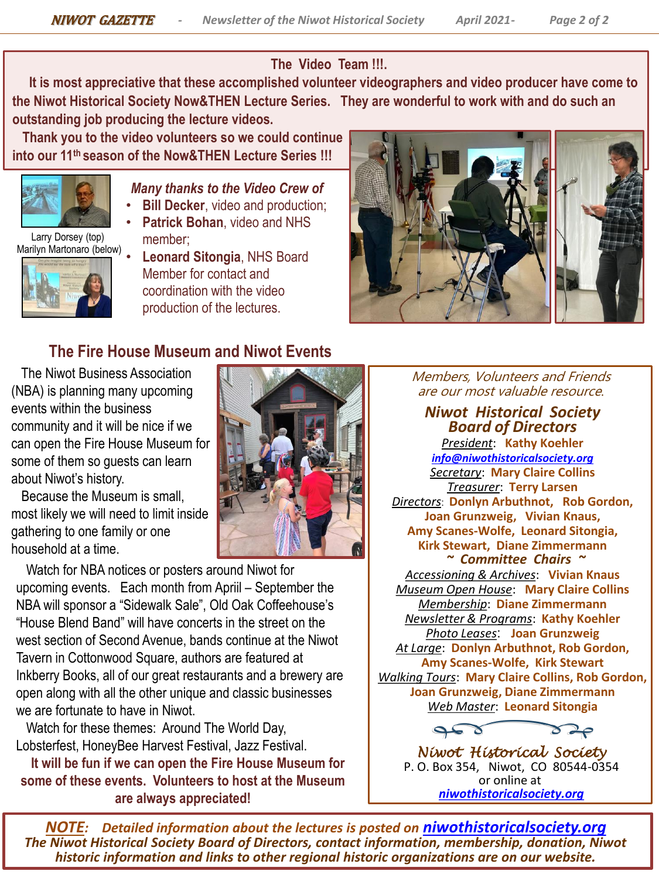## The Video Team !!!.

**It is most appreciative that these accomplished volunteer videographers and video producer have come to the Niwot Historical Society Now&THEN Lecture Series. They are wonderful to work with and do such an outstanding job producing the lecture videos.**

**Thank you to the video volunteers so we could continue into our 11th season of the Now&THEN Lecture Series !!!**

Larry Dorsey (top)
Marilyn Martonaro (below)

*Many thanks to the Video Crew of*

- **Bill Decker**, video and production;
- **Patrick Bohan**, video and NHS member;
- **Leonard Sitongia**, NHS Board Member for contact and coordination with the video production of the lectures.

## The Fire House Museum and Niwot Events

The Niwot Business Association (NBA) is planning many upcoming events within the business community and it will be nice if we can open the Fire House Museum for some of them so guests can learn about Niwot's history.

Because the Museum is small, most likely we will need to limit inside gathering to one family or one household at a time.

Watch for NBA notices or posters around Niwot for upcoming events. Each month from Apriil – September the NBA will sponsor a "Sidewalk Sale", Old Oak Coffeehouse's "House Blend Band" will have concerts in the street on the west section of Second Avenue, bands continue at the Niwot Tavern in Cottonwood Square, authors are featured at Inkberry Books, all of our great restaurants and a brewery are open along with all the other unique and classic businesses we are fortunate to have in Niwot.

Watch for these themes: Around The World Day, Lobsterfest, HoneyBee Harvest Festival, Jazz Festival.

**It will be fun if we can open the Fire House Museum for some of these events. Volunteers to host at the Museum are always appreciated!**

*Members, Volunteers and Friends are our most valuable resource.*

### *Niwot Historical Society Board of Directors*

President: **Kathy Koehler**
**info@niwothistoricalsociety.org**
Secretary: **Mary Claire Collins**
Treasurer: **Terry Larsen**
Directors: **Donlyn Arbuthnot, Rob Gordon, Joan Grunzweig, Vivian Knaus, Amy Scanes-Wolfe, Leonard Sitongia, Kirk Stewart, Diane Zimmermann**

*~ Committee Chairs ~*

Accessioning & Archives: **Vivian Knaus**
Museum Open House: **Mary Claire Collins**
Membership: **Diane Zimmermann**
Newsletter & Programs: **Kathy Koehler**
Photo Leases: **Joan Grunzweig**
At Large: **Donlyn Arbuthnot, Rob Gordon, Amy Scanes-Wolfe, Kirk Stewart**
Walking Tours: **Mary Claire Collins, Rob Gordon, Joan Grunzweig, Diane Zimmermann**
Web Master: **Leonard Sitongia**

*Niwot Historical Society*
P. O. Box 354, Niwot, CO 80544-0354
or online at
**niwothistoricalsociety.org**

***NOTE**: Detailed information about the lectures is posted on **niwothistoricalsociety.org***
***The Niwot Historical Society Board of Directors, contact information, membership, donation, Niwot historic information and links to other regional historic organizations are on our website.***